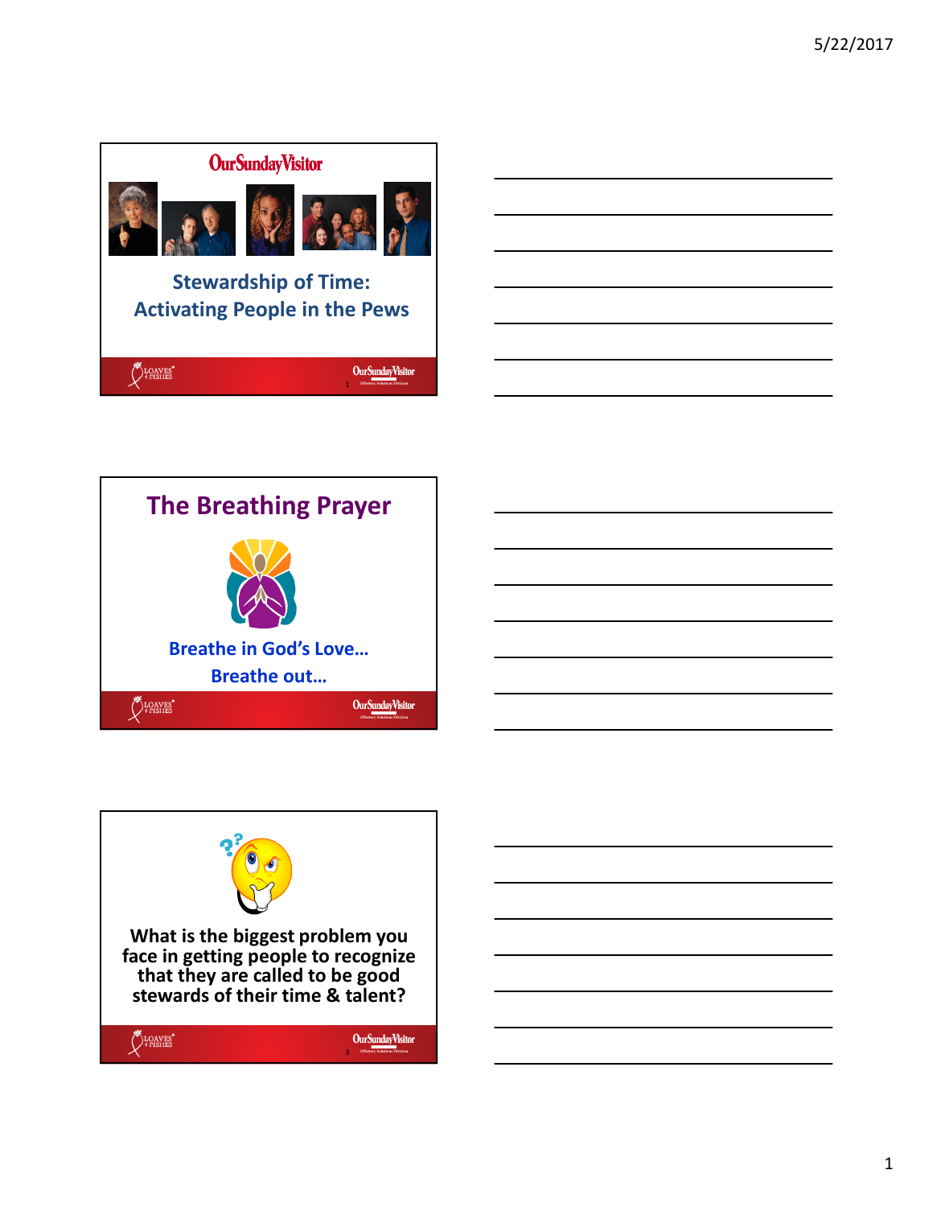## Stewardship of Time: Activating People in the Pews

## The Breathing Prayer

Breathe in God's Love…

Breathe out…

**What is the biggest problem you face in getting people to recognize that they are called to be good stewards of their time & talent?**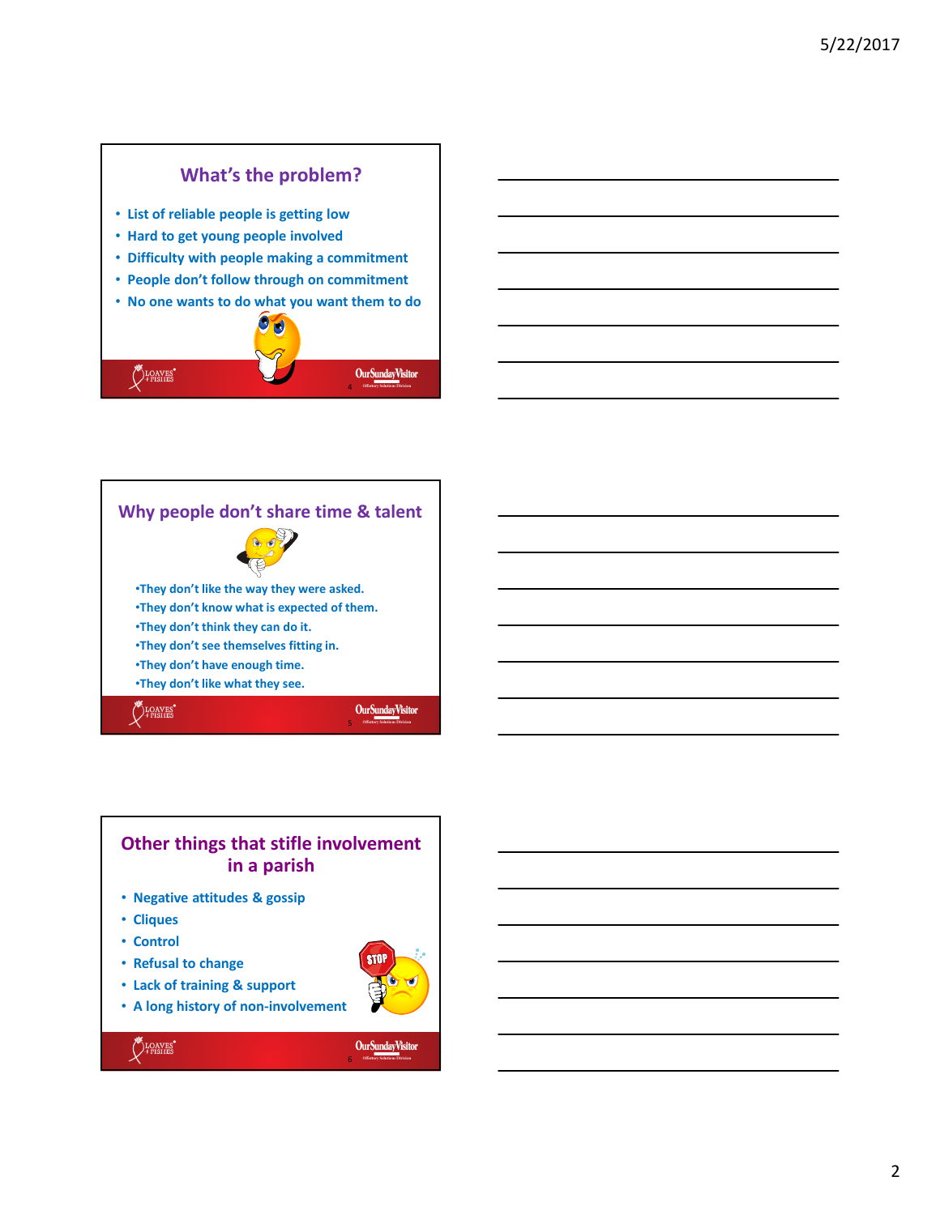## What's the problem?

- List of reliable people is getting low
- Hard to get young people involved
- Difficulty with people making a commitment
- People don't follow through on commitment
- No one wants to do what you want them to do

## Why people don't share time & talent

- They don't like the way they were asked.
- They don't know what is expected of them.
- They don't think they can do it.
- They don't see themselves fitting in.
- They don't have enough time.
- They don't like what they see.

## Other things that stifle involvement in a parish

- Negative attitudes & gossip
- Cliques
- Control
- Refusal to change
- Lack of training & support
- A long history of non-involvement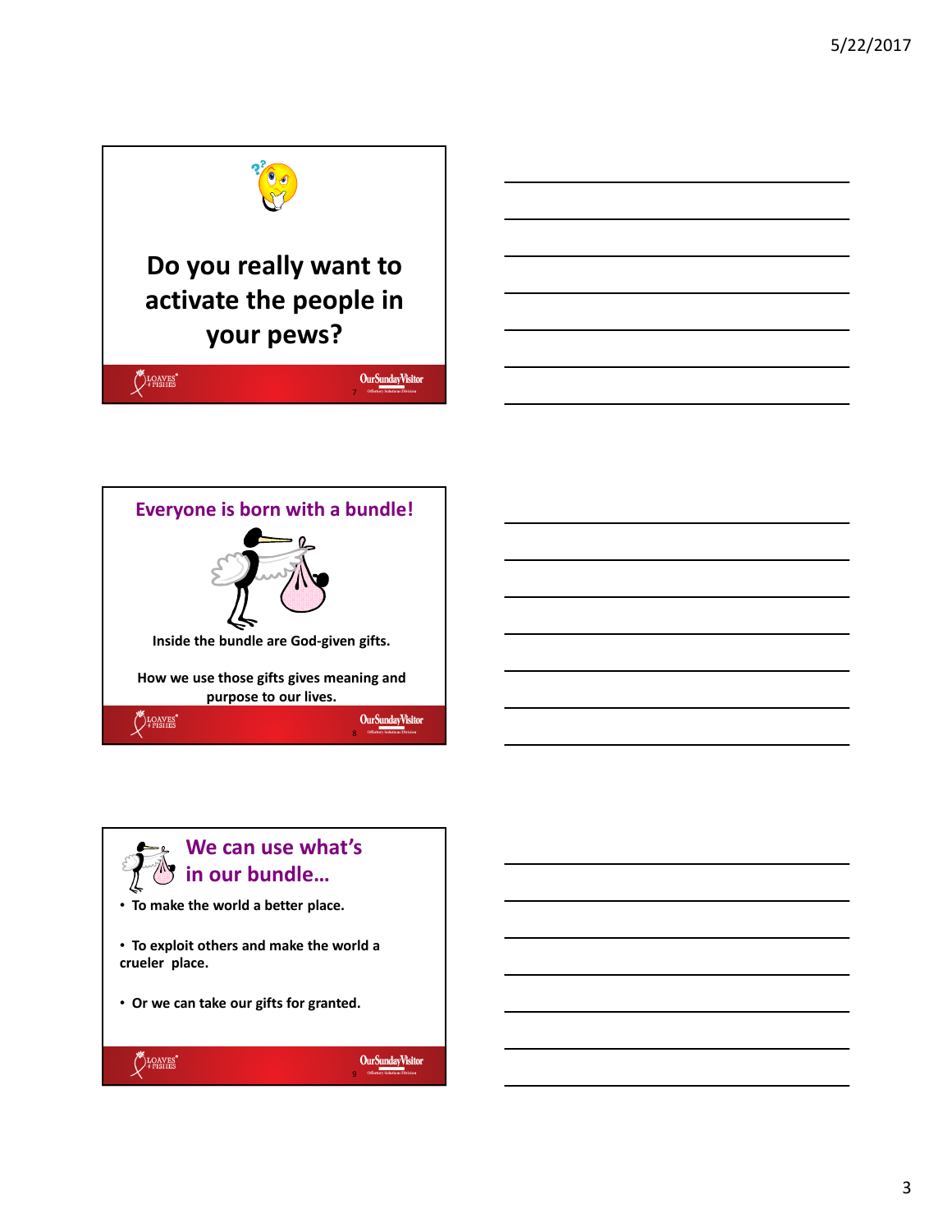## Do you really want to activate the people in your pews?

## Everyone is born with a bundle!

**Inside the bundle are God-given gifts.**

**How we use those gifts gives meaning and purpose to our lives.**

## We can use what's in our bundle…

- **To make the world a better place.**
- **To exploit others and make the world a crueler place.**
- **Or we can take our gifts for granted.**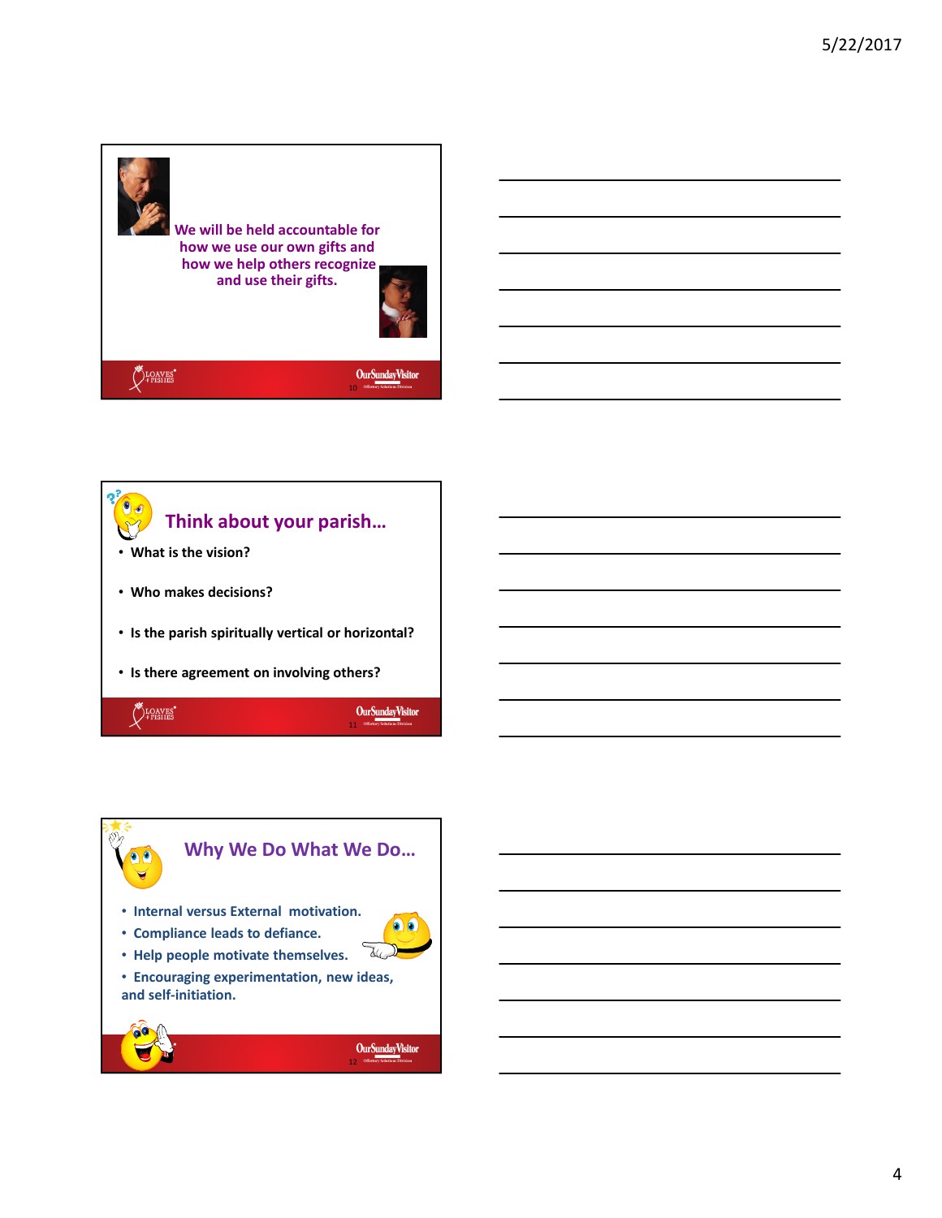We will be held accountable for how we use our own gifts and how we help others recognize and use their gifts.

## Think about your parish…

- What is the vision?
- Who makes decisions?
- Is the parish spiritually vertical or horizontal?
- Is there agreement on involving others?

## Why We Do What We Do…

- Internal versus External motivation.
- Compliance leads to defiance.
- Help people motivate themselves.
- Encouraging experimentation, new ideas, and self-initiation.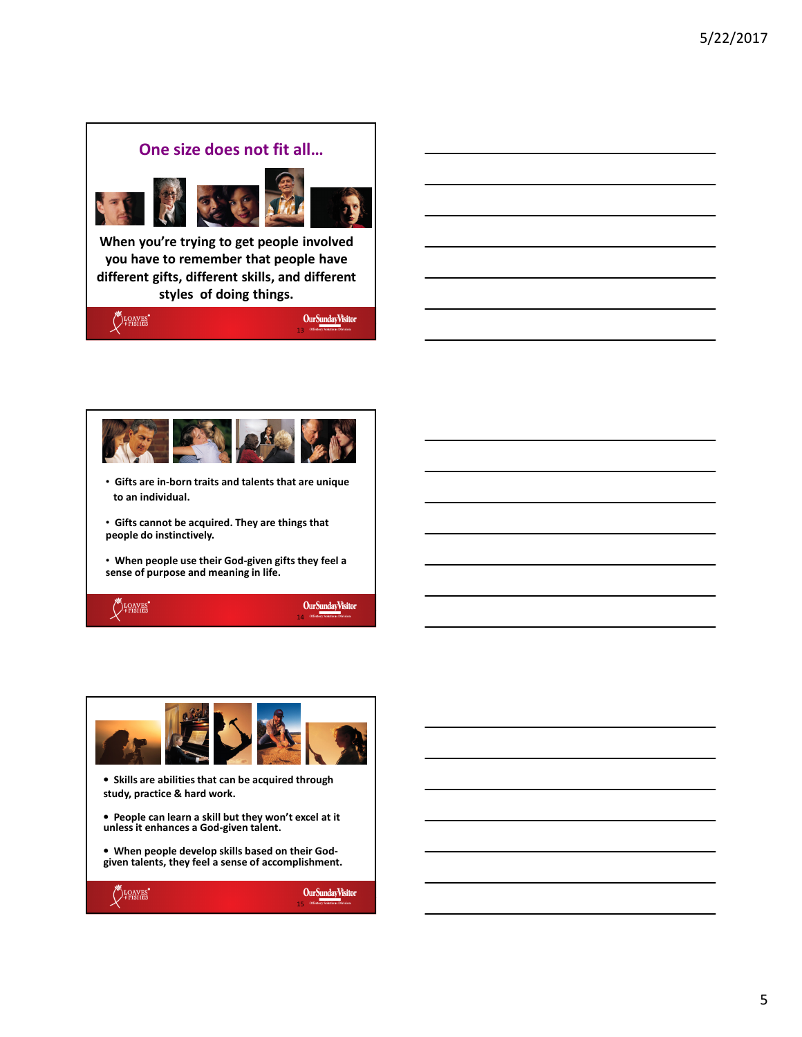## One size does not fit all…

When you're trying to get people involved you have to remember that people have different gifts, different skills, and different styles of doing things.

- Gifts are in-born traits and talents that are unique to an individual.
- Gifts cannot be acquired. They are things that people do instinctively.
- When people use their God-given gifts they feel a sense of purpose and meaning in life.

- Skills are abilities that can be acquired through study, practice & hard work.
- People can learn a skill but they won't excel at it unless it enhances a God-given talent.
- When people develop skills based on their God-given talents, they feel a sense of accomplishment.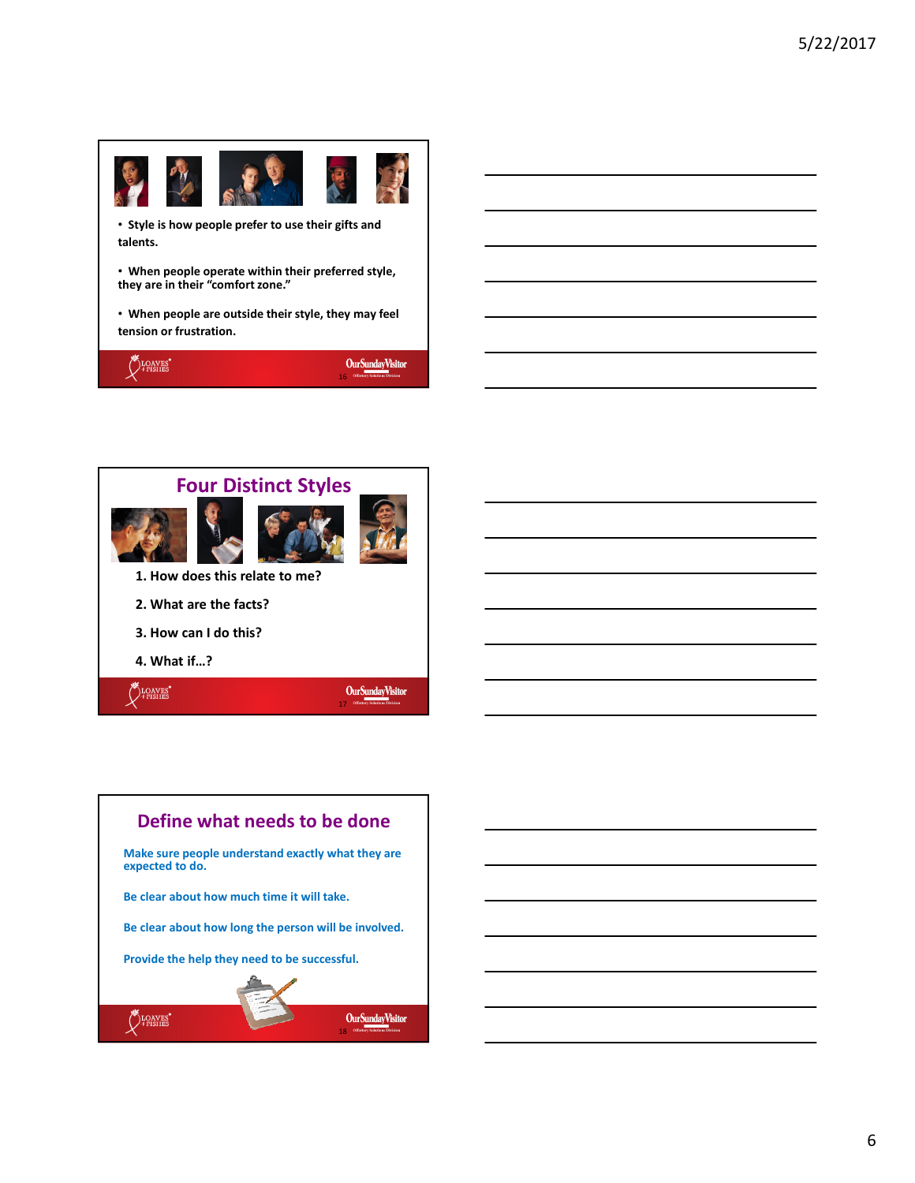- Style is how people prefer to use their gifts and talents.
- When people operate within their preferred style, they are in their "comfort zone."
- When people are outside their style, they may feel tension or frustration.

## Four Distinct Styles

1. How does this relate to me?
2. What are the facts?
3. How can I do this?
4. What if…?

## Define what needs to be done

Make sure people understand exactly what they are expected to do.

Be clear about how much time it will take.

Be clear about how long the person will be involved.

Provide the help they need to be successful.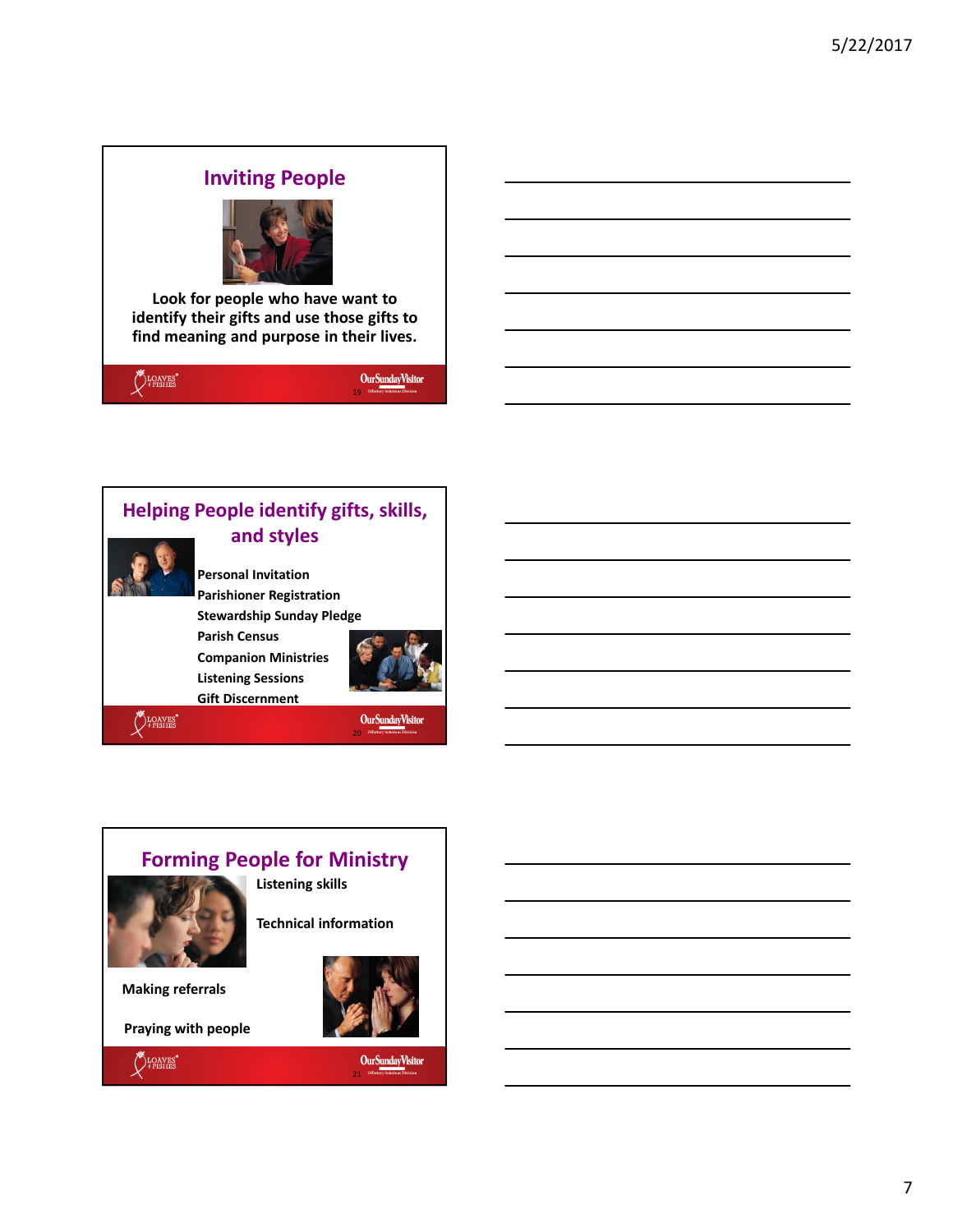## Inviting People

Look for people who have want to identify their gifts and use those gifts to find meaning and purpose in their lives.

## Helping People identify gifts, skills, and styles

- Personal Invitation
- Parishioner Registration
- Stewardship Sunday Pledge
- Parish Census
- Companion Ministries
- Listening Sessions
- Gift Discernment

## Forming People for Ministry

- Listening skills
- Technical information
- Making referrals
- Praying with people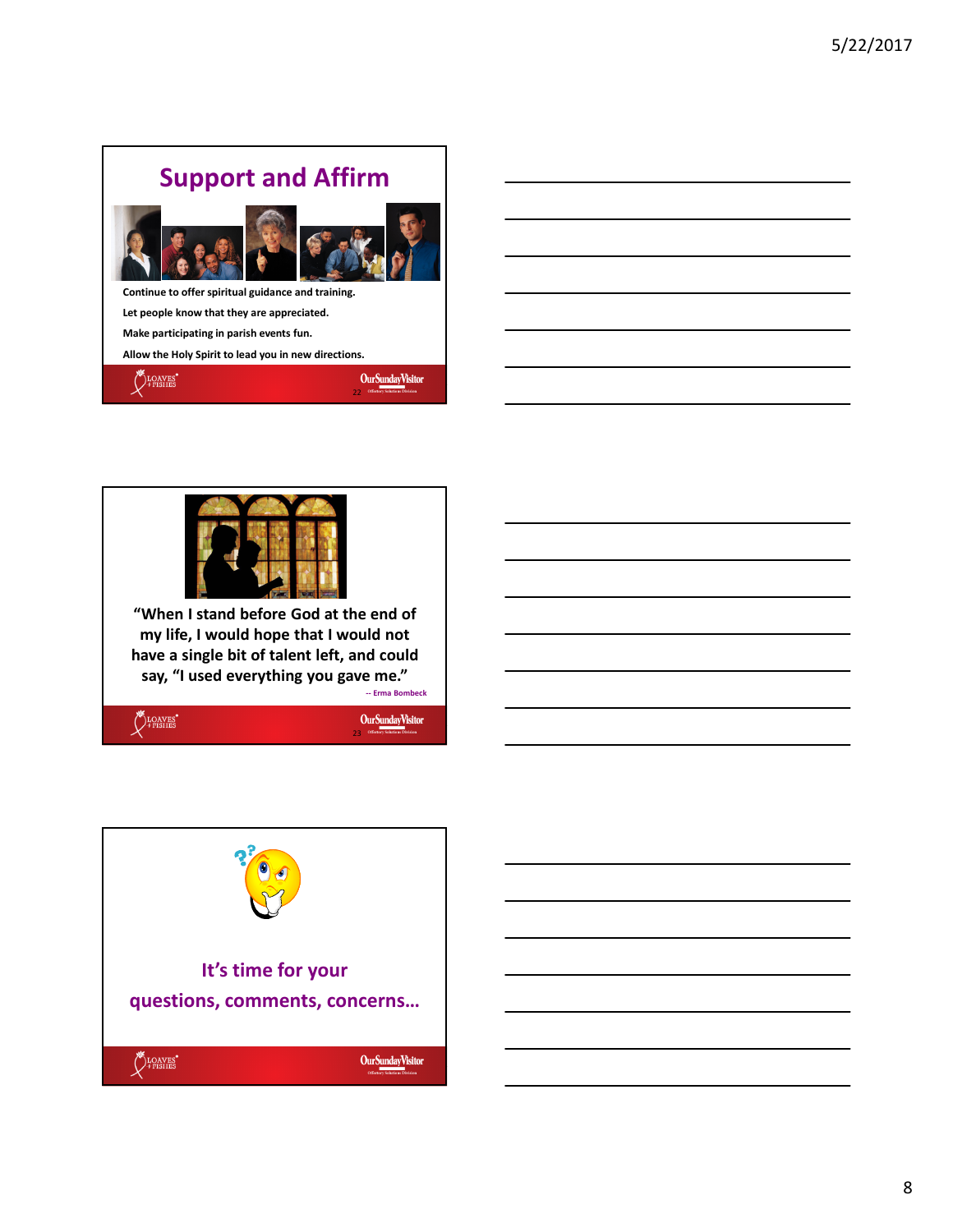## Support and Affirm

Continue to offer spiritual guidance and training.

Let people know that they are appreciated.

Make participating in parish events fun.

Allow the Holy Spirit to lead you in new directions.

"When I stand before God at the end of my life, I would hope that I would not have a single bit of talent left, and could say, "I used everything you gave me."

-- Erma Bombeck

It's time for your questions, comments, concerns…